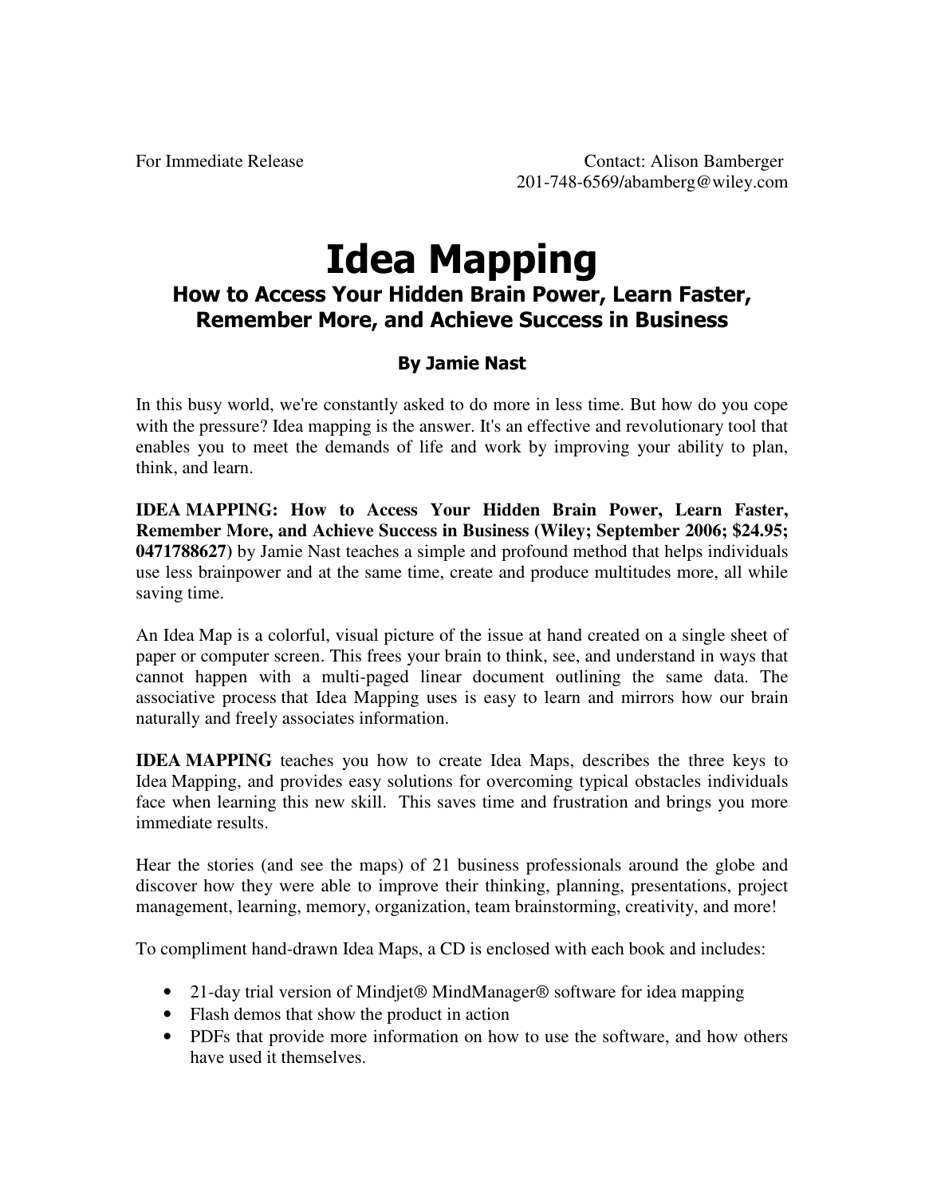For Immediate Release

Contact: Alison Bamberger
201-748-6569/abamberg@wiley.com

# Idea Mapping

## How to Access Your Hidden Brain Power, Learn Faster, Remember More, and Achieve Success in Business

### By Jamie Nast

In this busy world, we're constantly asked to do more in less time. But how do you cope with the pressure? Idea mapping is the answer. It's an effective and revolutionary tool that enables you to meet the demands of life and work by improving your ability to plan, think, and learn.

**IDEA MAPPING: How to Access Your Hidden Brain Power, Learn Faster, Remember More, and Achieve Success in Business (Wiley; September 2006; $24.95; 0471788627)** by Jamie Nast teaches a simple and profound method that helps individuals use less brainpower and at the same time, create and produce multitudes more, all while saving time.

An Idea Map is a colorful, visual picture of the issue at hand created on a single sheet of paper or computer screen. This frees your brain to think, see, and understand in ways that cannot happen with a multi-paged linear document outlining the same data. The associative process that Idea Mapping uses is easy to learn and mirrors how our brain naturally and freely associates information.

**IDEA MAPPING** teaches you how to create Idea Maps, describes the three keys to Idea Mapping, and provides easy solutions for overcoming typical obstacles individuals face when learning this new skill. This saves time and frustration and brings you more immediate results.

Hear the stories (and see the maps) of 21 business professionals around the globe and discover how they were able to improve their thinking, planning, presentations, project management, learning, memory, organization, team brainstorming, creativity, and more!

To compliment hand-drawn Idea Maps, a CD is enclosed with each book and includes:

- 21-day trial version of Mindjet® MindManager® software for idea mapping
- Flash demos that show the product in action
- PDFs that provide more information on how to use the software, and how others have used it themselves.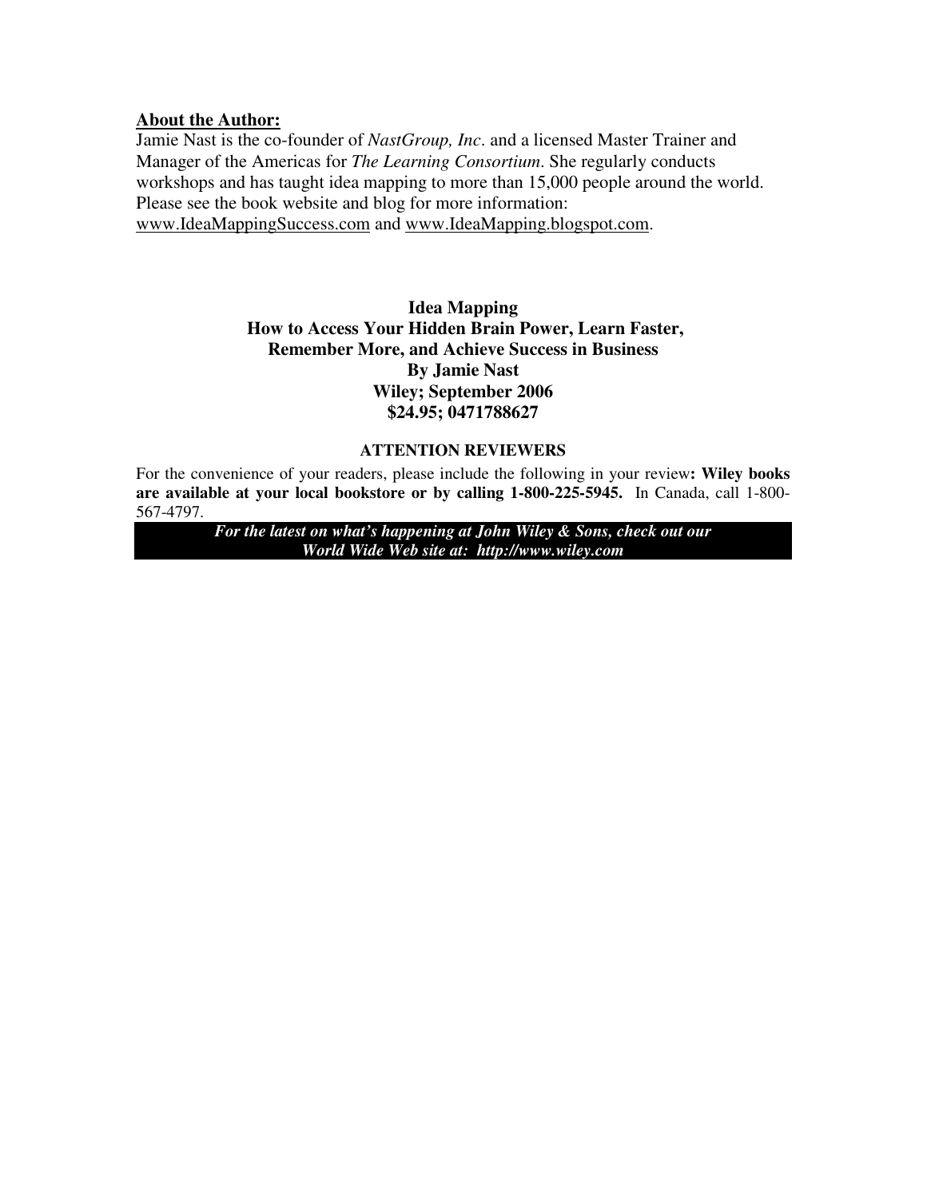**About the Author:**

Jamie Nast is the co-founder of *NastGroup, Inc*. and a licensed Master Trainer and Manager of the Americas for *The Learning Consortium*. She regularly conducts workshops and has taught idea mapping to more than 15,000 people around the world. Please see the book website and blog for more information: www.IdeaMappingSuccess.com and www.IdeaMapping.blogspot.com.

**Idea Mapping**
**How to Access Your Hidden Brain Power, Learn Faster, Remember More, and Achieve Success in Business**
**By Jamie Nast**
**Wiley; September 2006**
**$24.95; 0471788627**

**ATTENTION REVIEWERS**

For the convenience of your readers, please include the following in your review**: Wiley books are available at your local bookstore or by calling 1-800-225-5945.** In Canada, call 1-800-567-4797.

***For the latest on what's happening at John Wiley & Sons, check out our World Wide Web site at: http://www.wiley.com***